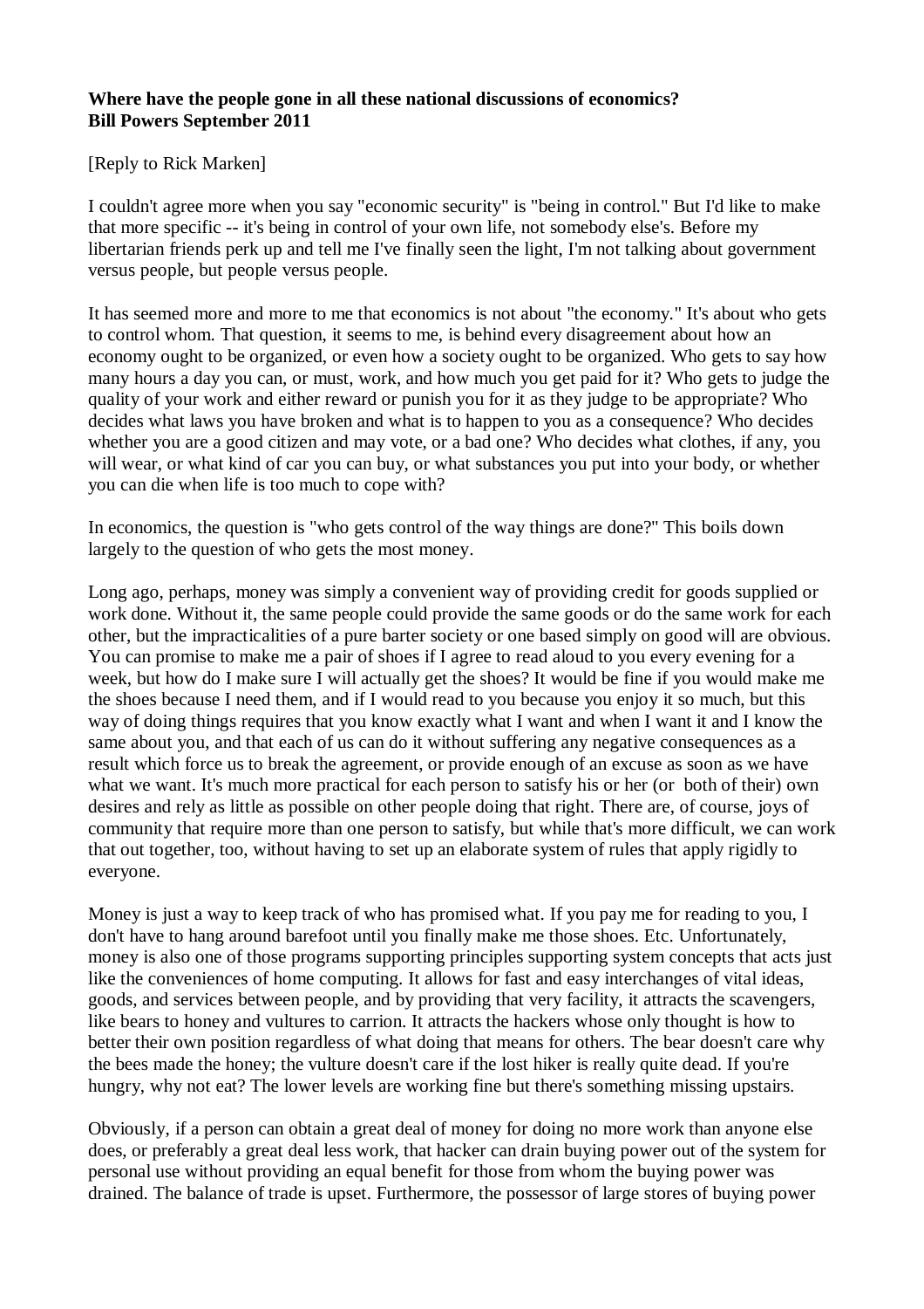**Where have the people gone in all these national discussions of economics?**
**Bill Powers September 2011**

[Reply to Rick Marken]

I couldn't agree more when you say "economic security" is "being in control." But I'd like to make that more specific -- it's being in control of your own life, not somebody else's. Before my libertarian friends perk up and tell me I've finally seen the light, I'm not talking about government versus people, but people versus people.

It has seemed more and more to me that economics is not about "the economy." It's about who gets to control whom. That question, it seems to me, is behind every disagreement about how an economy ought to be organized, or even how a society ought to be organized. Who gets to say how many hours a day you can, or must, work, and how much you get paid for it? Who gets to judge the quality of your work and either reward or punish you for it as they judge to be appropriate? Who decides what laws you have broken and what is to happen to you as a consequence? Who decides whether you are a good citizen and may vote, or a bad one? Who decides what clothes, if any, you will wear, or what kind of car you can buy, or what substances you put into your body, or whether you can die when life is too much to cope with?

In economics, the question is "who gets control of the way things are done?" This boils down largely to the question of who gets the most money.

Long ago, perhaps, money was simply a convenient way of providing credit for goods supplied or work done. Without it, the same people could provide the same goods or do the same work for each other, but the impracticalities of a pure barter society or one based simply on good will are obvious. You can promise to make me a pair of shoes if I agree to read aloud to you every evening for a week, but how do I make sure I will actually get the shoes? It would be fine if you would make me the shoes because I need them, and if I would read to you because you enjoy it so much, but this way of doing things requires that you know exactly what I want and when I want it and I know the same about you, and that each of us can do it without suffering any negative consequences as a result which force us to break the agreement, or provide enough of an excuse as soon as we have what we want. It's much more practical for each person to satisfy his or her (or both of their) own desires and rely as little as possible on other people doing that right. There are, of course, joys of community that require more than one person to satisfy, but while that's more difficult, we can work that out together, too, without having to set up an elaborate system of rules that apply rigidly to everyone.

Money is just a way to keep track of who has promised what. If you pay me for reading to you, I don't have to hang around barefoot until you finally make me those shoes. Etc. Unfortunately, money is also one of those programs supporting principles supporting system concepts that acts just like the conveniences of home computing. It allows for fast and easy interchanges of vital ideas, goods, and services between people, and by providing that very facility, it attracts the scavengers, like bears to honey and vultures to carrion. It attracts the hackers whose only thought is how to better their own position regardless of what doing that means for others. The bear doesn't care why the bees made the honey; the vulture doesn't care if the lost hiker is really quite dead. If you're hungry, why not eat? The lower levels are working fine but there's something missing upstairs.

Obviously, if a person can obtain a great deal of money for doing no more work than anyone else does, or preferably a great deal less work, that hacker can drain buying power out of the system for personal use without providing an equal benefit for those from whom the buying power was drained. The balance of trade is upset. Furthermore, the possessor of large stores of buying power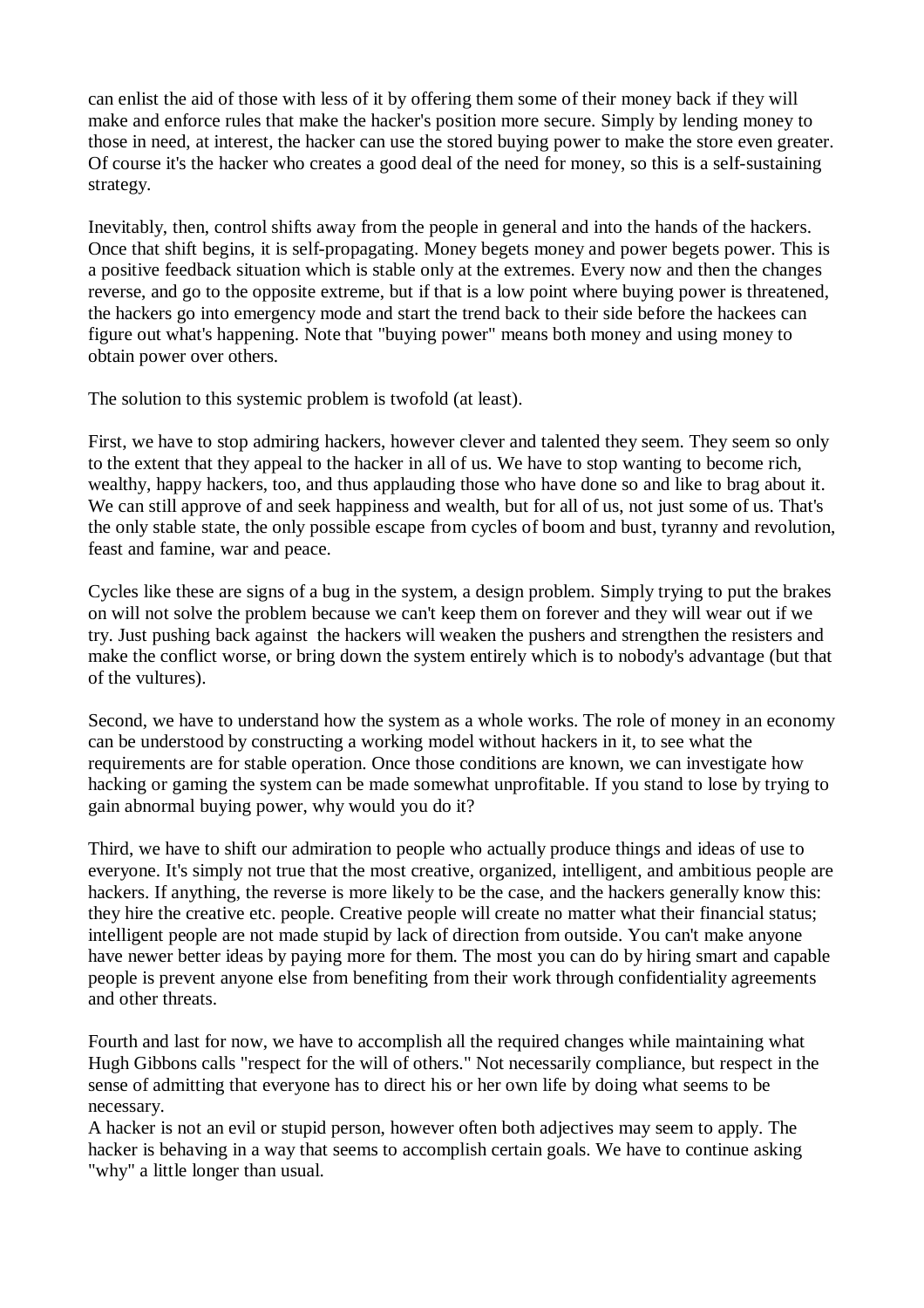can enlist the aid of those with less of it by offering them some of their money back if they will make and enforce rules that make the hacker's position more secure. Simply by lending money to those in need, at interest, the hacker can use the stored buying power to make the store even greater. Of course it's the hacker who creates a good deal of the need for money, so this is a self-sustaining strategy.

Inevitably, then, control shifts away from the people in general and into the hands of the hackers. Once that shift begins, it is self-propagating. Money begets money and power begets power. This is a positive feedback situation which is stable only at the extremes. Every now and then the changes reverse, and go to the opposite extreme, but if that is a low point where buying power is threatened, the hackers go into emergency mode and start the trend back to their side before the hackees can figure out what's happening. Note that "buying power" means both money and using money to obtain power over others.

The solution to this systemic problem is twofold (at least).

First, we have to stop admiring hackers, however clever and talented they seem. They seem so only to the extent that they appeal to the hacker in all of us. We have to stop wanting to become rich, wealthy, happy hackers, too, and thus applauding those who have done so and like to brag about it. We can still approve of and seek happiness and wealth, but for all of us, not just some of us. That's the only stable state, the only possible escape from cycles of boom and bust, tyranny and revolution, feast and famine, war and peace.

Cycles like these are signs of a bug in the system, a design problem. Simply trying to put the brakes on will not solve the problem because we can't keep them on forever and they will wear out if we try. Just pushing back against the hackers will weaken the pushers and strengthen the resisters and make the conflict worse, or bring down the system entirely which is to nobody's advantage (but that of the vultures).

Second, we have to understand how the system as a whole works. The role of money in an economy can be understood by constructing a working model without hackers in it, to see what the requirements are for stable operation. Once those conditions are known, we can investigate how hacking or gaming the system can be made somewhat unprofitable. If you stand to lose by trying to gain abnormal buying power, why would you do it?

Third, we have to shift our admiration to people who actually produce things and ideas of use to everyone. It's simply not true that the most creative, organized, intelligent, and ambitious people are hackers. If anything, the reverse is more likely to be the case, and the hackers generally know this: they hire the creative etc. people. Creative people will create no matter what their financial status; intelligent people are not made stupid by lack of direction from outside. You can't make anyone have newer better ideas by paying more for them. The most you can do by hiring smart and capable people is prevent anyone else from benefiting from their work through confidentiality agreements and other threats.

Fourth and last for now, we have to accomplish all the required changes while maintaining what Hugh Gibbons calls "respect for the will of others." Not necessarily compliance, but respect in the sense of admitting that everyone has to direct his or her own life by doing what seems to be necessary.

A hacker is not an evil or stupid person, however often both adjectives may seem to apply. The hacker is behaving in a way that seems to accomplish certain goals. We have to continue asking "why" a little longer than usual.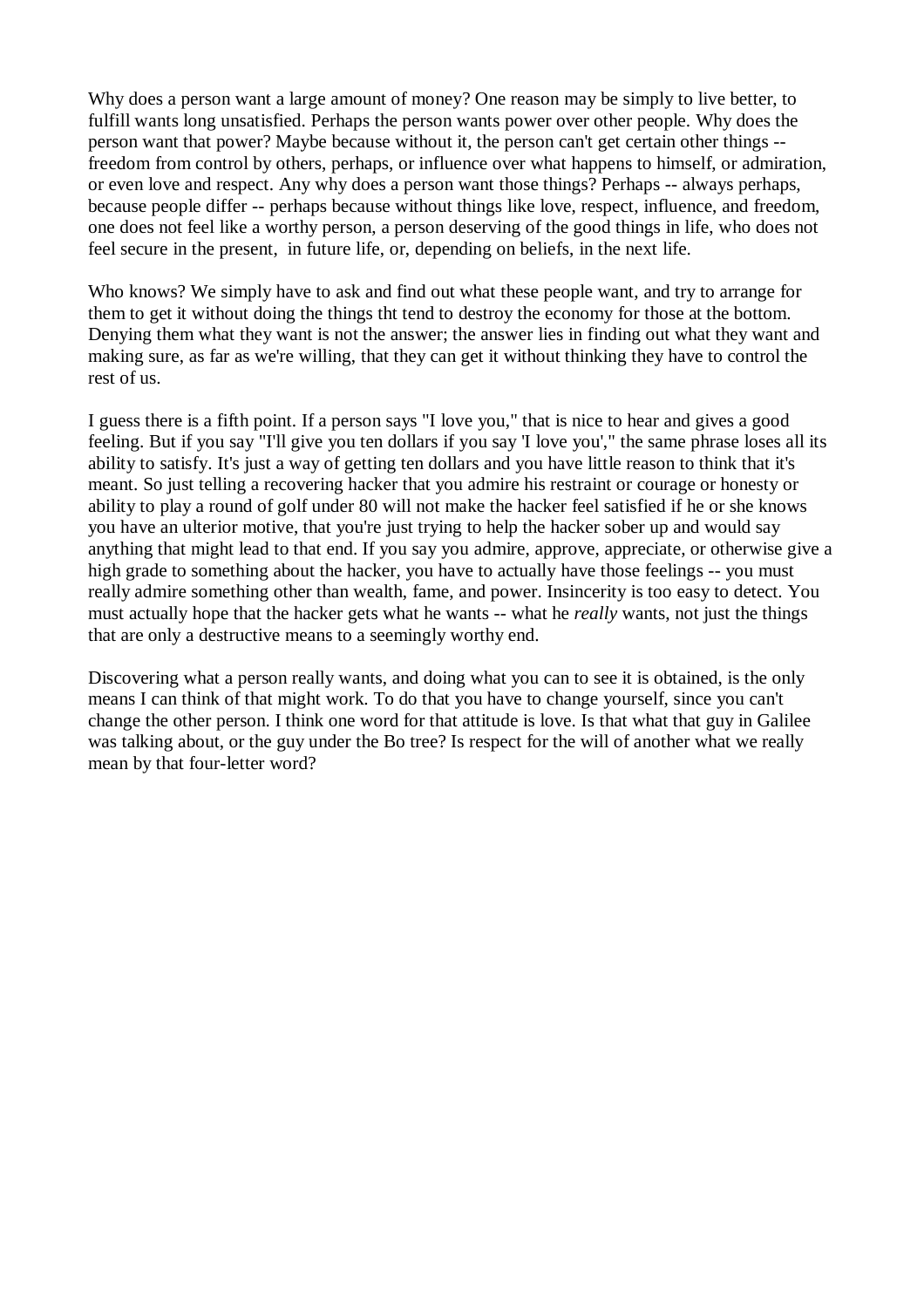Why does a person want a large amount of money? One reason may be simply to live better, to fulfill wants long unsatisfied. Perhaps the person wants power over other people. Why does the person want that power? Maybe because without it, the person can't get certain other things -- freedom from control by others, perhaps, or influence over what happens to himself, or admiration, or even love and respect. Any why does a person want those things? Perhaps -- always perhaps, because people differ -- perhaps because without things like love, respect, influence, and freedom, one does not feel like a worthy person, a person deserving of the good things in life, who does not feel secure in the present, in future life, or, depending on beliefs, in the next life.

Who knows? We simply have to ask and find out what these people want, and try to arrange for them to get it without doing the things tht tend to destroy the economy for those at the bottom. Denying them what they want is not the answer; the answer lies in finding out what they want and making sure, as far as we're willing, that they can get it without thinking they have to control the rest of us.

I guess there is a fifth point. If a person says "I love you," that is nice to hear and gives a good feeling. But if you say "I'll give you ten dollars if you say 'I love you'," the same phrase loses all its ability to satisfy. It's just a way of getting ten dollars and you have little reason to think that it's meant. So just telling a recovering hacker that you admire his restraint or courage or honesty or ability to play a round of golf under 80 will not make the hacker feel satisfied if he or she knows you have an ulterior motive, that you're just trying to help the hacker sober up and would say anything that might lead to that end. If you say you admire, approve, appreciate, or otherwise give a high grade to something about the hacker, you have to actually have those feelings -- you must really admire something other than wealth, fame, and power. Insincerity is too easy to detect. You must actually hope that the hacker gets what he wants -- what he *really* wants, not just the things that are only a destructive means to a seemingly worthy end.

Discovering what a person really wants, and doing what you can to see it is obtained, is the only means I can think of that might work. To do that you have to change yourself, since you can't change the other person. I think one word for that attitude is love. Is that what that guy in Galilee was talking about, or the guy under the Bo tree? Is respect for the will of another what we really mean by that four-letter word?